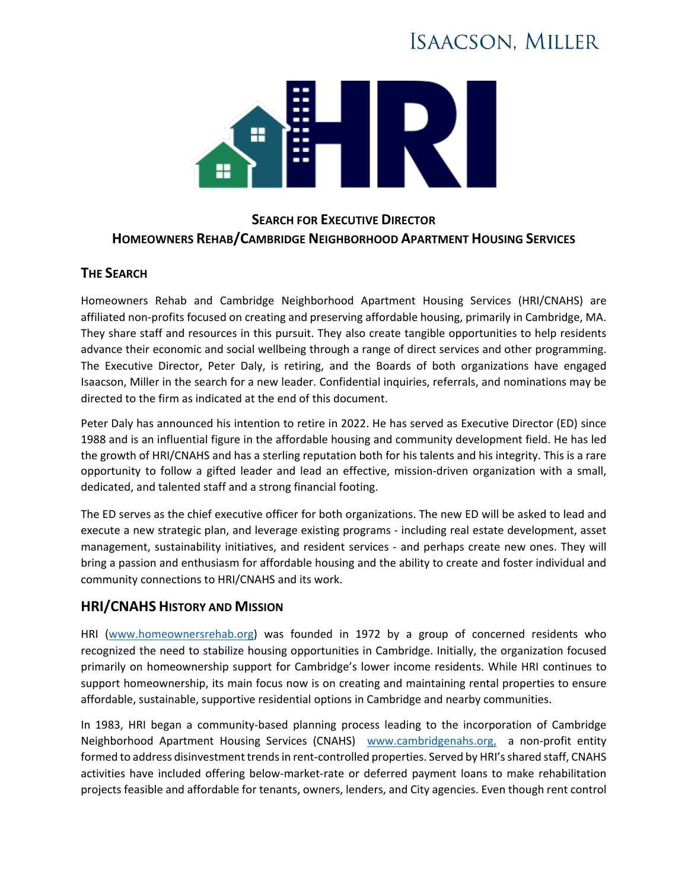ISAACSON, MILLER

## SEARCH FOR EXECUTIVE DIRECTOR
## HOMEOWNERS REHAB/CAMBRIDGE NEIGHBORHOOD APARTMENT HOUSING SERVICES

### THE SEARCH

Homeowners Rehab and Cambridge Neighborhood Apartment Housing Services (HRI/CNAHS) are affiliated non-profits focused on creating and preserving affordable housing, primarily in Cambridge, MA. They share staff and resources in this pursuit. They also create tangible opportunities to help residents advance their economic and social wellbeing through a range of direct services and other programming. The Executive Director, Peter Daly, is retiring, and the Boards of both organizations have engaged Isaacson, Miller in the search for a new leader. Confidential inquiries, referrals, and nominations may be directed to the firm as indicated at the end of this document.

Peter Daly has announced his intention to retire in 2022. He has served as Executive Director (ED) since 1988 and is an influential figure in the affordable housing and community development field. He has led the growth of HRI/CNAHS and has a sterling reputation both for his talents and his integrity. This is a rare opportunity to follow a gifted leader and lead an effective, mission-driven organization with a small, dedicated, and talented staff and a strong financial footing.

The ED serves as the chief executive officer for both organizations. The new ED will be asked to lead and execute a new strategic plan, and leverage existing programs - including real estate development, asset management, sustainability initiatives, and resident services - and perhaps create new ones. They will bring a passion and enthusiasm for affordable housing and the ability to create and foster individual and community connections to HRI/CNAHS and its work.

### HRI/CNAHS HISTORY AND MISSION

HRI (www.homeownersrehab.org) was founded in 1972 by a group of concerned residents who recognized the need to stabilize housing opportunities in Cambridge. Initially, the organization focused primarily on homeownership support for Cambridge's lower income residents. While HRI continues to support homeownership, its main focus now is on creating and maintaining rental properties to ensure affordable, sustainable, supportive residential options in Cambridge and nearby communities.

In 1983, HRI began a community-based planning process leading to the incorporation of Cambridge Neighborhood Apartment Housing Services (CNAHS) www.cambridgenahs.org, a non-profit entity formed to address disinvestment trends in rent-controlled properties. Served by HRI's shared staff, CNAHS activities have included offering below-market-rate or deferred payment loans to make rehabilitation projects feasible and affordable for tenants, owners, lenders, and City agencies. Even though rent control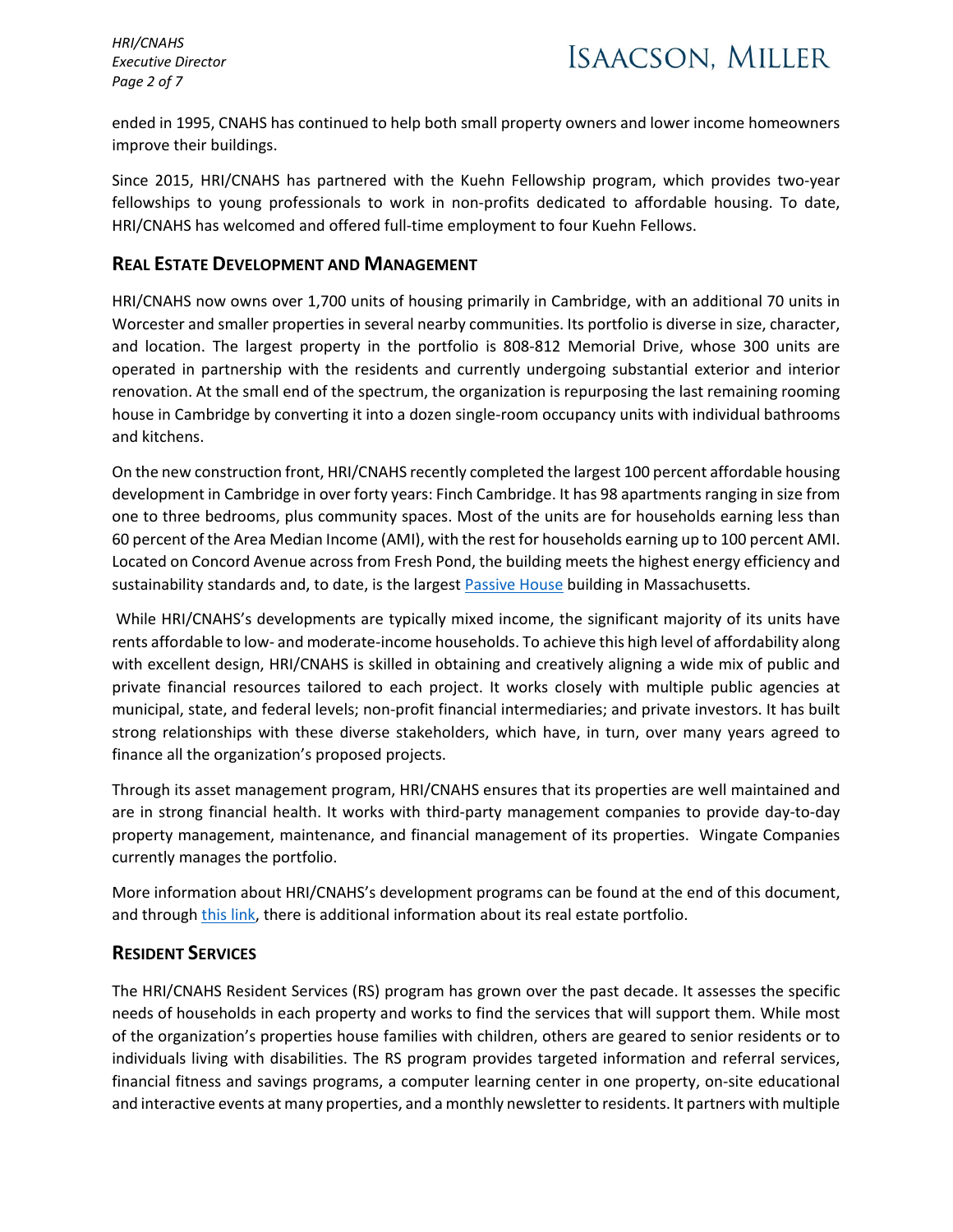ended in 1995, CNAHS has continued to help both small property owners and lower income homeowners improve their buildings.

Since 2015, HRI/CNAHS has partnered with the Kuehn Fellowship program, which provides two-year fellowships to young professionals to work in non-profits dedicated to affordable housing. To date, HRI/CNAHS has welcomed and offered full-time employment to four Kuehn Fellows.

## Real Estate Development and Management

HRI/CNAHS now owns over 1,700 units of housing primarily in Cambridge, with an additional 70 units in Worcester and smaller properties in several nearby communities. Its portfolio is diverse in size, character, and location. The largest property in the portfolio is 808-812 Memorial Drive, whose 300 units are operated in partnership with the residents and currently undergoing substantial exterior and interior renovation. At the small end of the spectrum, the organization is repurposing the last remaining rooming house in Cambridge by converting it into a dozen single-room occupancy units with individual bathrooms and kitchens.

On the new construction front, HRI/CNAHS recently completed the largest 100 percent affordable housing development in Cambridge in over forty years: Finch Cambridge. It has 98 apartments ranging in size from one to three bedrooms, plus community spaces. Most of the units are for households earning less than 60 percent of the Area Median Income (AMI), with the rest for households earning up to 100 percent AMI. Located on Concord Avenue across from Fresh Pond, the building meets the highest energy efficiency and sustainability standards and, to date, is the largest Passive House building in Massachusetts.

While HRI/CNAHS's developments are typically mixed income, the significant majority of its units have rents affordable to low- and moderate-income households. To achieve this high level of affordability along with excellent design, HRI/CNAHS is skilled in obtaining and creatively aligning a wide mix of public and private financial resources tailored to each project. It works closely with multiple public agencies at municipal, state, and federal levels; non-profit financial intermediaries; and private investors. It has built strong relationships with these diverse stakeholders, which have, in turn, over many years agreed to finance all the organization's proposed projects.

Through its asset management program, HRI/CNAHS ensures that its properties are well maintained and are in strong financial health. It works with third-party management companies to provide day-to-day property management, maintenance, and financial management of its properties. Wingate Companies currently manages the portfolio.

More information about HRI/CNAHS's development programs can be found at the end of this document, and through this link, there is additional information about its real estate portfolio.

## Resident Services

The HRI/CNAHS Resident Services (RS) program has grown over the past decade. It assesses the specific needs of households in each property and works to find the services that will support them. While most of the organization's properties house families with children, others are geared to senior residents or to individuals living with disabilities. The RS program provides targeted information and referral services, financial fitness and savings programs, a computer learning center in one property, on-site educational and interactive events at many properties, and a monthly newsletter to residents. It partners with multiple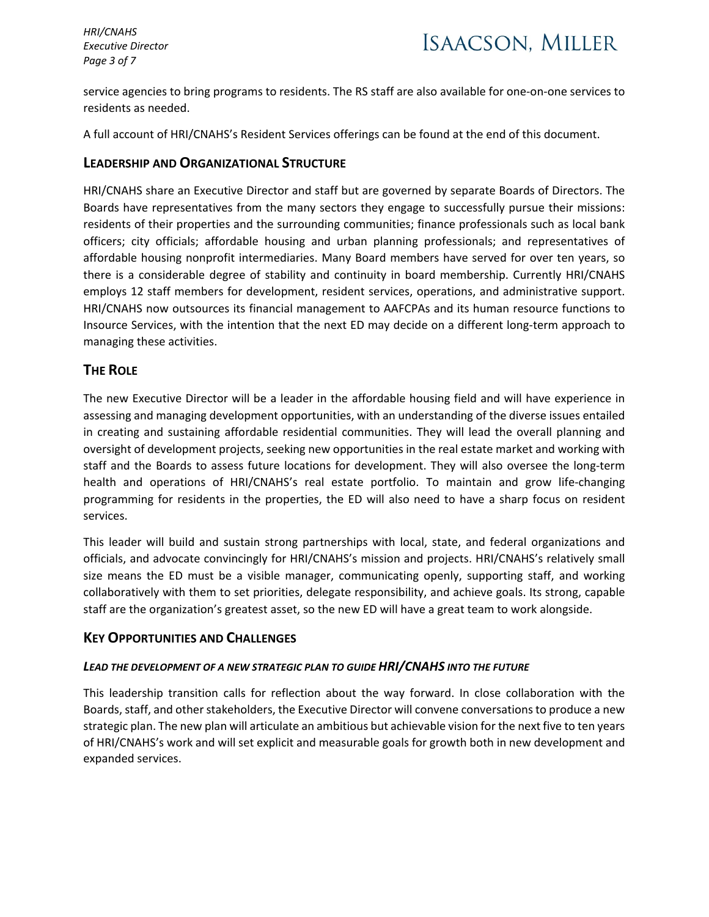service agencies to bring programs to residents. The RS staff are also available for one-on-one services to residents as needed.

A full account of HRI/CNAHS's Resident Services offerings can be found at the end of this document.

## Leadership and Organizational Structure

HRI/CNAHS share an Executive Director and staff but are governed by separate Boards of Directors. The Boards have representatives from the many sectors they engage to successfully pursue their missions: residents of their properties and the surrounding communities; finance professionals such as local bank officers; city officials; affordable housing and urban planning professionals; and representatives of affordable housing nonprofit intermediaries. Many Board members have served for over ten years, so there is a considerable degree of stability and continuity in board membership. Currently HRI/CNAHS employs 12 staff members for development, resident services, operations, and administrative support. HRI/CNAHS now outsources its financial management to AAFCPAs and its human resource functions to Insource Services, with the intention that the next ED may decide on a different long-term approach to managing these activities.

## The Role

The new Executive Director will be a leader in the affordable housing field and will have experience in assessing and managing development opportunities, with an understanding of the diverse issues entailed in creating and sustaining affordable residential communities. They will lead the overall planning and oversight of development projects, seeking new opportunities in the real estate market and working with staff and the Boards to assess future locations for development. They will also oversee the long-term health and operations of HRI/CNAHS's real estate portfolio. To maintain and grow life-changing programming for residents in the properties, the ED will also need to have a sharp focus on resident services.

This leader will build and sustain strong partnerships with local, state, and federal organizations and officials, and advocate convincingly for HRI/CNAHS's mission and projects. HRI/CNAHS's relatively small size means the ED must be a visible manager, communicating openly, supporting staff, and working collaboratively with them to set priorities, delegate responsibility, and achieve goals. Its strong, capable staff are the organization's greatest asset, so the new ED will have a great team to work alongside.

## Key Opportunities and Challenges

### *Lead the development of a new strategic plan to guide HRI/CNAHS into the future*

This leadership transition calls for reflection about the way forward. In close collaboration with the Boards, staff, and other stakeholders, the Executive Director will convene conversations to produce a new strategic plan. The new plan will articulate an ambitious but achievable vision for the next five to ten years of HRI/CNAHS's work and will set explicit and measurable goals for growth both in new development and expanded services.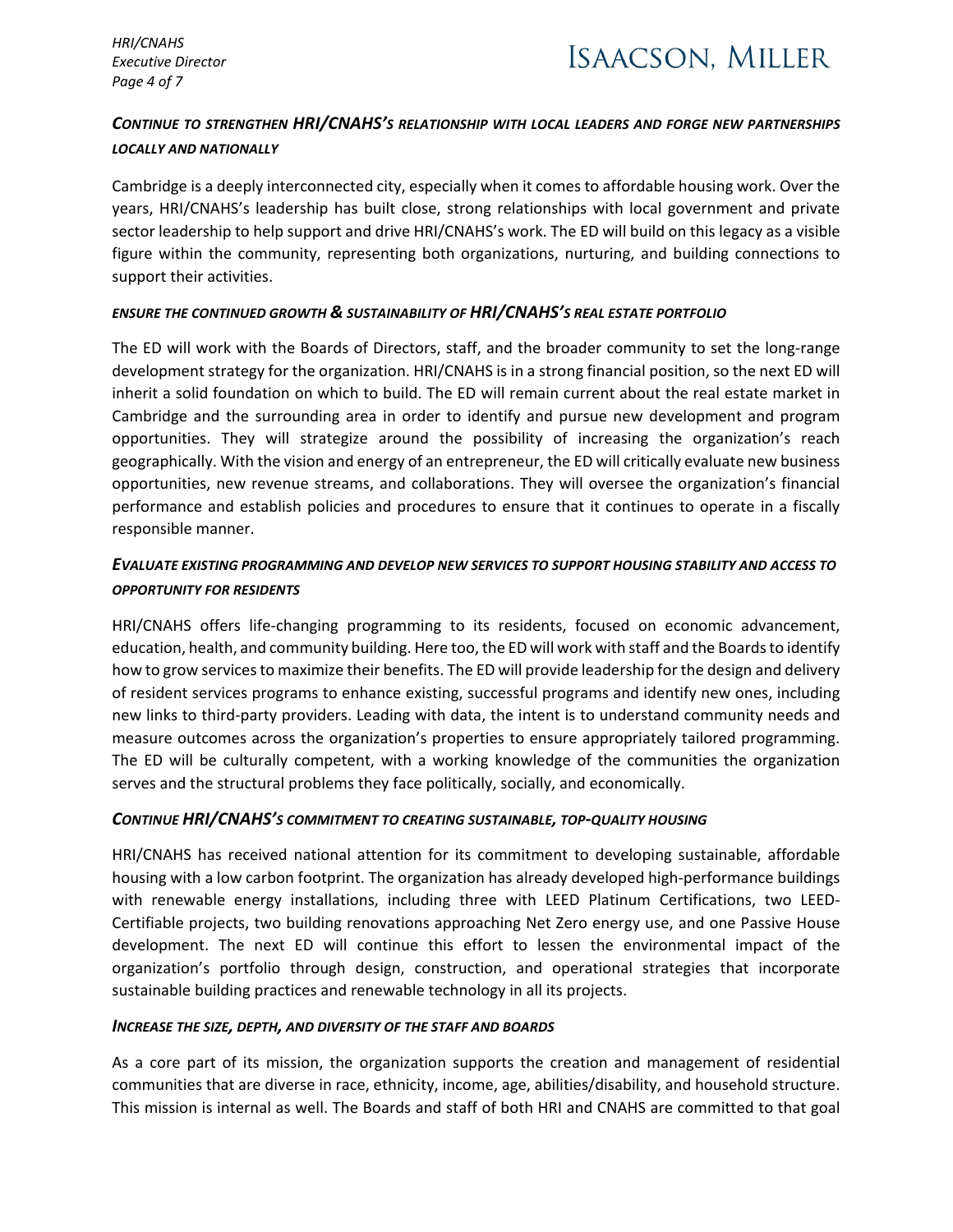### *Continue to strengthen HRI/CNAHS's relationship with local leaders and forge new partnerships locally and nationally*

Cambridge is a deeply interconnected city, especially when it comes to affordable housing work. Over the years, HRI/CNAHS's leadership has built close, strong relationships with local government and private sector leadership to help support and drive HRI/CNAHS's work. The ED will build on this legacy as a visible figure within the community, representing both organizations, nurturing, and building connections to support their activities.

### *Ensure the continued growth & sustainability of HRI/CNAHS's real estate portfolio*

The ED will work with the Boards of Directors, staff, and the broader community to set the long-range development strategy for the organization. HRI/CNAHS is in a strong financial position, so the next ED will inherit a solid foundation on which to build. The ED will remain current about the real estate market in Cambridge and the surrounding area in order to identify and pursue new development and program opportunities. They will strategize around the possibility of increasing the organization's reach geographically. With the vision and energy of an entrepreneur, the ED will critically evaluate new business opportunities, new revenue streams, and collaborations. They will oversee the organization's financial performance and establish policies and procedures to ensure that it continues to operate in a fiscally responsible manner.

### *Evaluate existing programming and develop new services to support housing stability and access to opportunity for residents*

HRI/CNAHS offers life-changing programming to its residents, focused on economic advancement, education, health, and community building. Here too, the ED will work with staff and the Boards to identify how to grow services to maximize their benefits. The ED will provide leadership for the design and delivery of resident services programs to enhance existing, successful programs and identify new ones, including new links to third-party providers. Leading with data, the intent is to understand community needs and measure outcomes across the organization's properties to ensure appropriately tailored programming. The ED will be culturally competent, with a working knowledge of the communities the organization serves and the structural problems they face politically, socially, and economically.

### *Continue HRI/CNAHS's commitment to creating sustainable, top-quality housing*

HRI/CNAHS has received national attention for its commitment to developing sustainable, affordable housing with a low carbon footprint. The organization has already developed high-performance buildings with renewable energy installations, including three with LEED Platinum Certifications, two LEED-Certifiable projects, two building renovations approaching Net Zero energy use, and one Passive House development. The next ED will continue this effort to lessen the environmental impact of the organization's portfolio through design, construction, and operational strategies that incorporate sustainable building practices and renewable technology in all its projects.

### *Increase the size, depth, and diversity of the staff and boards*

As a core part of its mission, the organization supports the creation and management of residential communities that are diverse in race, ethnicity, income, age, abilities/disability, and household structure. This mission is internal as well. The Boards and staff of both HRI and CNAHS are committed to that goal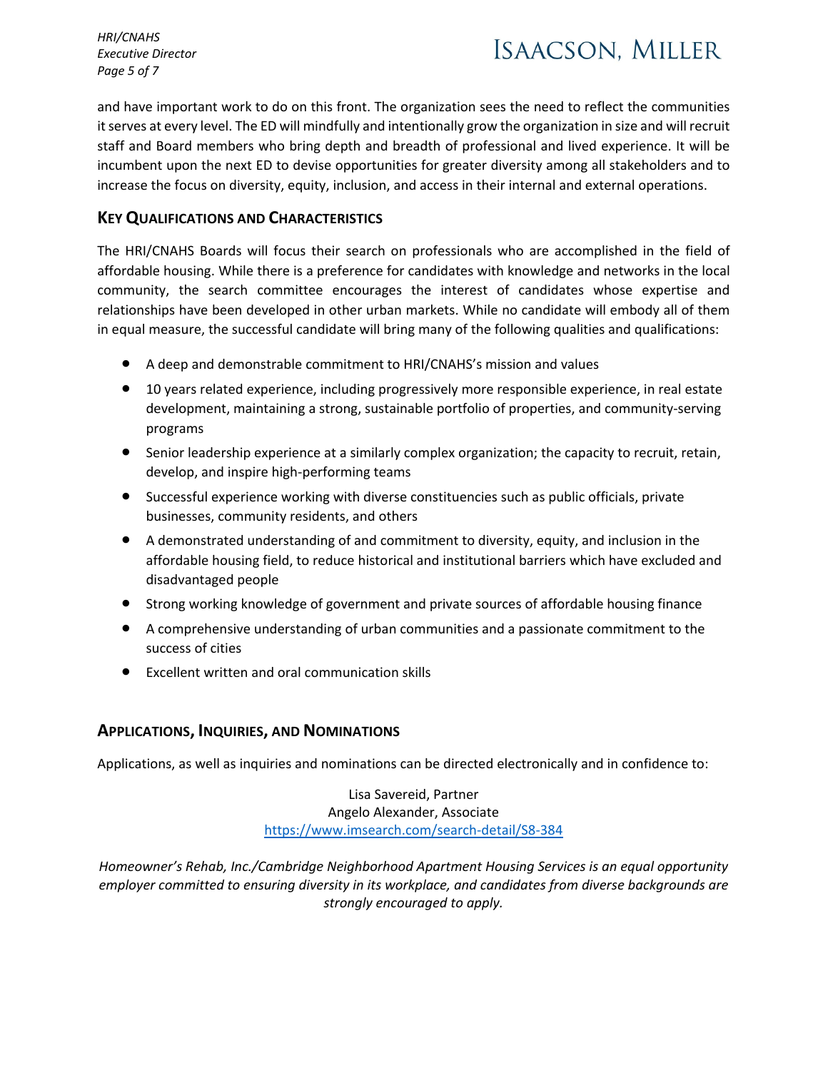and have important work to do on this front. The organization sees the need to reflect the communities it serves at every level. The ED will mindfully and intentionally grow the organization in size and will recruit staff and Board members who bring depth and breadth of professional and lived experience. It will be incumbent upon the next ED to devise opportunities for greater diversity among all stakeholders and to increase the focus on diversity, equity, inclusion, and access in their internal and external operations.

## Key Qualifications and Characteristics

The HRI/CNAHS Boards will focus their search on professionals who are accomplished in the field of affordable housing. While there is a preference for candidates with knowledge and networks in the local community, the search committee encourages the interest of candidates whose expertise and relationships have been developed in other urban markets. While no candidate will embody all of them in equal measure, the successful candidate will bring many of the following qualities and qualifications:

- A deep and demonstrable commitment to HRI/CNAHS's mission and values
- 10 years related experience, including progressively more responsible experience, in real estate development, maintaining a strong, sustainable portfolio of properties, and community-serving programs
- Senior leadership experience at a similarly complex organization; the capacity to recruit, retain, develop, and inspire high-performing teams
- Successful experience working with diverse constituencies such as public officials, private businesses, community residents, and others
- A demonstrated understanding of and commitment to diversity, equity, and inclusion in the affordable housing field, to reduce historical and institutional barriers which have excluded and disadvantaged people
- Strong working knowledge of government and private sources of affordable housing finance
- A comprehensive understanding of urban communities and a passionate commitment to the success of cities
- Excellent written and oral communication skills

## Applications, Inquiries, and Nominations

Applications, as well as inquiries and nominations can be directed electronically and in confidence to:

Lisa Savereid, Partner
Angelo Alexander, Associate
https://www.imsearch.com/search-detail/S8-384

*Homeowner's Rehab, Inc./Cambridge Neighborhood Apartment Housing Services is an equal opportunity employer committed to ensuring diversity in its workplace, and candidates from diverse backgrounds are strongly encouraged to apply.*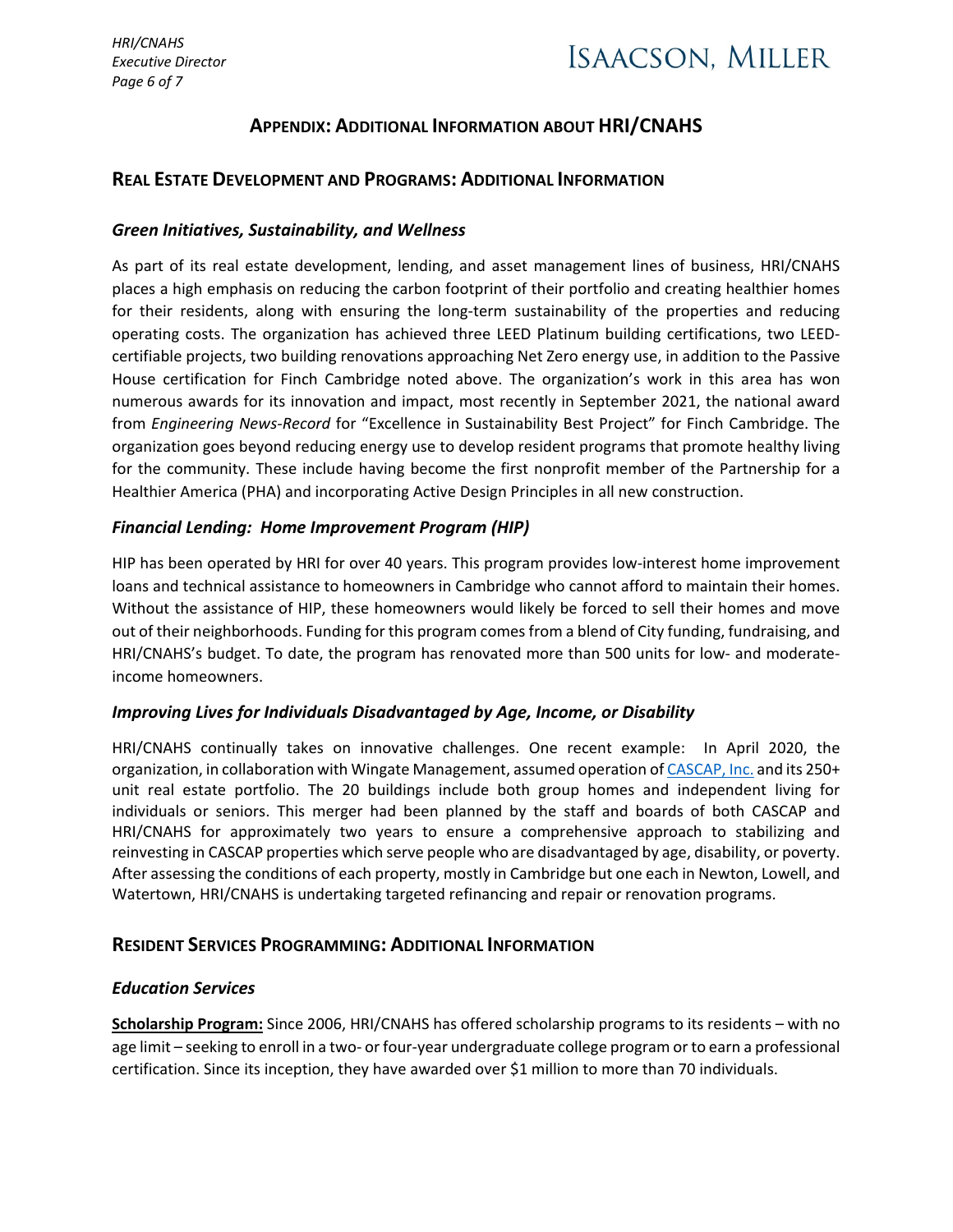## APPENDIX: ADDITIONAL INFORMATION ABOUT HRI/CNAHS

### REAL ESTATE DEVELOPMENT AND PROGRAMS: ADDITIONAL INFORMATION

#### *Green Initiatives, Sustainability, and Wellness*

As part of its real estate development, lending, and asset management lines of business, HRI/CNAHS places a high emphasis on reducing the carbon footprint of their portfolio and creating healthier homes for their residents, along with ensuring the long-term sustainability of the properties and reducing operating costs. The organization has achieved three LEED Platinum building certifications, two LEED-certifiable projects, two building renovations approaching Net Zero energy use, in addition to the Passive House certification for Finch Cambridge noted above. The organization's work in this area has won numerous awards for its innovation and impact, most recently in September 2021, the national award from *Engineering News-Record* for "Excellence in Sustainability Best Project" for Finch Cambridge. The organization goes beyond reducing energy use to develop resident programs that promote healthy living for the community. These include having become the first nonprofit member of the Partnership for a Healthier America (PHA) and incorporating Active Design Principles in all new construction.

#### *Financial Lending: Home Improvement Program (HIP)*

HIP has been operated by HRI for over 40 years. This program provides low-interest home improvement loans and technical assistance to homeowners in Cambridge who cannot afford to maintain their homes. Without the assistance of HIP, these homeowners would likely be forced to sell their homes and move out of their neighborhoods. Funding for this program comes from a blend of City funding, fundraising, and HRI/CNAHS's budget. To date, the program has renovated more than 500 units for low- and moderate-income homeowners.

#### *Improving Lives for Individuals Disadvantaged by Age, Income, or Disability*

HRI/CNAHS continually takes on innovative challenges. One recent example: In April 2020, the organization, in collaboration with Wingate Management, assumed operation of CASCAP, Inc. and its 250+ unit real estate portfolio. The 20 buildings include both group homes and independent living for individuals or seniors. This merger had been planned by the staff and boards of both CASCAP and HRI/CNAHS for approximately two years to ensure a comprehensive approach to stabilizing and reinvesting in CASCAP properties which serve people who are disadvantaged by age, disability, or poverty. After assessing the conditions of each property, mostly in Cambridge but one each in Newton, Lowell, and Watertown, HRI/CNAHS is undertaking targeted refinancing and repair or renovation programs.

### RESIDENT SERVICES PROGRAMMING: ADDITIONAL INFORMATION

#### *Education Services*

**Scholarship Program:** Since 2006, HRI/CNAHS has offered scholarship programs to its residents – with no age limit – seeking to enroll in a two- or four-year undergraduate college program or to earn a professional certification. Since its inception, they have awarded over $1 million to more than 70 individuals.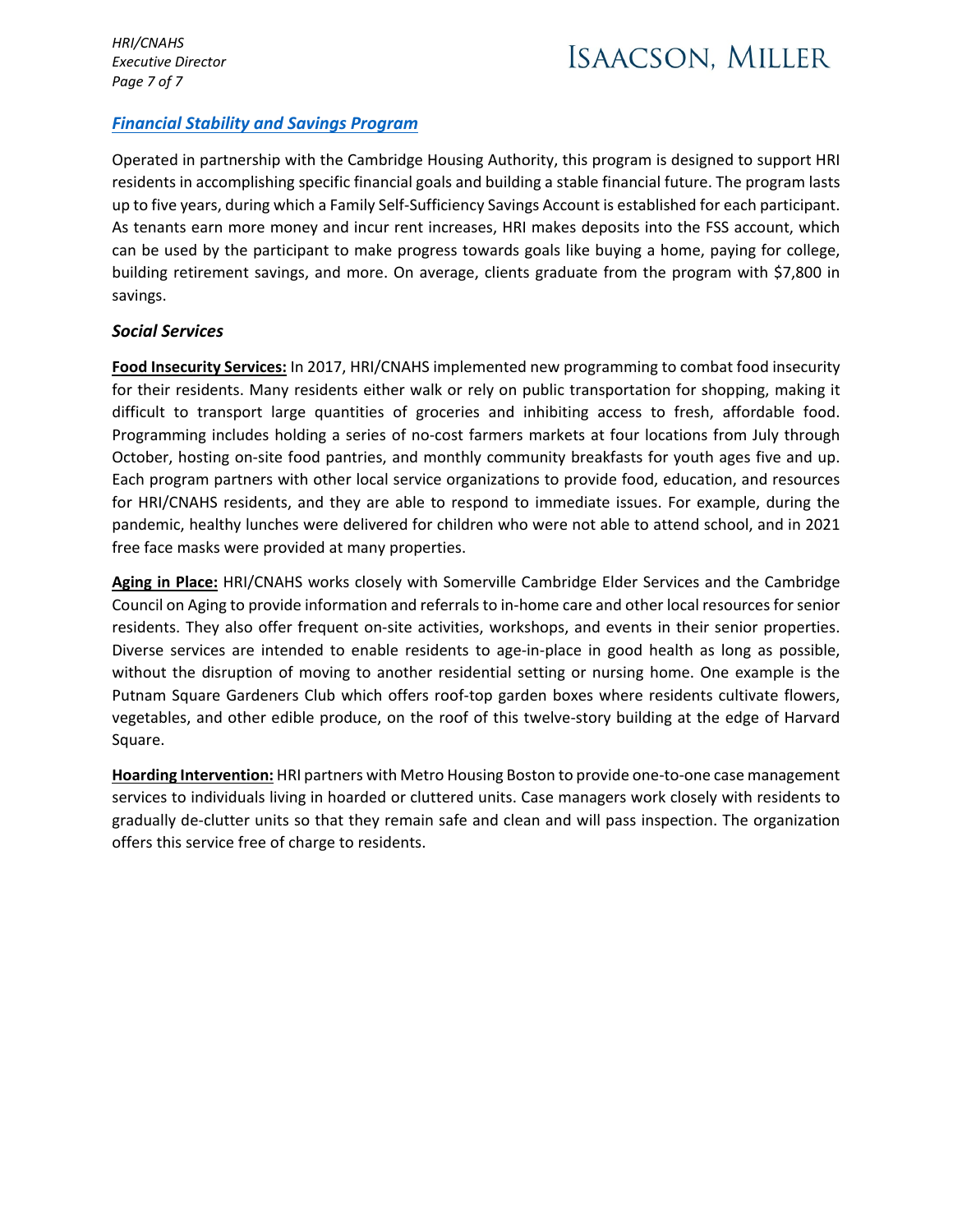### ***Financial Stability and Savings Program***

Operated in partnership with the Cambridge Housing Authority, this program is designed to support HRI residents in accomplishing specific financial goals and building a stable financial future. The program lasts up to five years, during which a Family Self-Sufficiency Savings Account is established for each participant. As tenants earn more money and incur rent increases, HRI makes deposits into the FSS account, which can be used by the participant to make progress towards goals like buying a home, paying for college, building retirement savings, and more. On average, clients graduate from the program with $7,800 in savings.

### *Social Services*

**Food Insecurity Services:** In 2017, HRI/CNAHS implemented new programming to combat food insecurity for their residents. Many residents either walk or rely on public transportation for shopping, making it difficult to transport large quantities of groceries and inhibiting access to fresh, affordable food. Programming includes holding a series of no-cost farmers markets at four locations from July through October, hosting on-site food pantries, and monthly community breakfasts for youth ages five and up. Each program partners with other local service organizations to provide food, education, and resources for HRI/CNAHS residents, and they are able to respond to immediate issues. For example, during the pandemic, healthy lunches were delivered for children who were not able to attend school, and in 2021 free face masks were provided at many properties.

**Aging in Place:** HRI/CNAHS works closely with Somerville Cambridge Elder Services and the Cambridge Council on Aging to provide information and referrals to in-home care and other local resources for senior residents. They also offer frequent on-site activities, workshops, and events in their senior properties. Diverse services are intended to enable residents to age-in-place in good health as long as possible, without the disruption of moving to another residential setting or nursing home. One example is the Putnam Square Gardeners Club which offers roof-top garden boxes where residents cultivate flowers, vegetables, and other edible produce, on the roof of this twelve-story building at the edge of Harvard Square.

**Hoarding Intervention:** HRI partners with Metro Housing Boston to provide one-to-one case management services to individuals living in hoarded or cluttered units. Case managers work closely with residents to gradually de-clutter units so that they remain safe and clean and will pass inspection. The organization offers this service free of charge to residents.